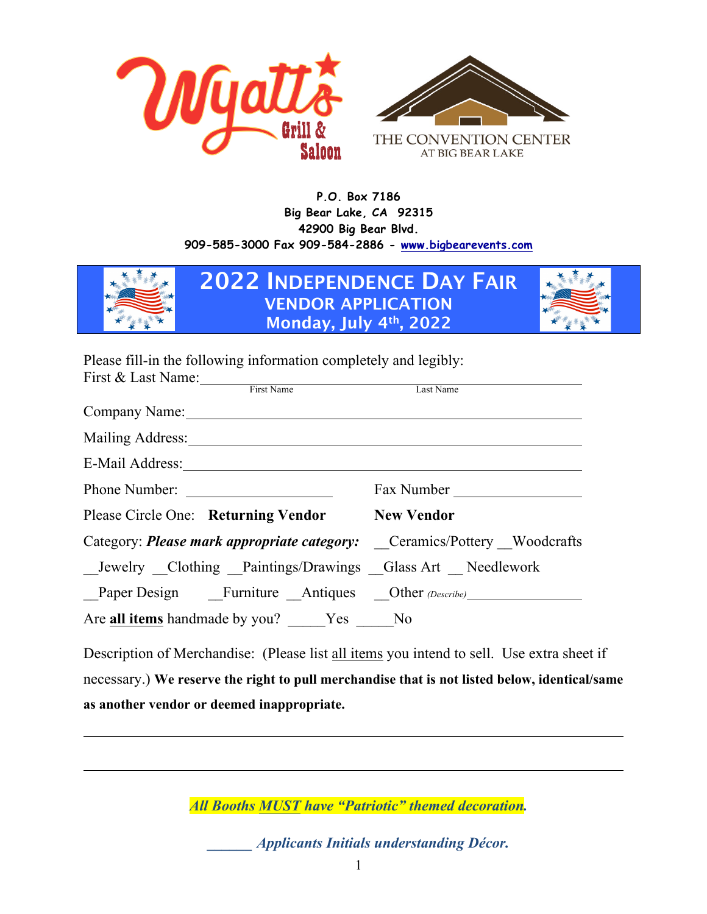P.O. Box 7186
Big Bear Lake, CA 92315
42900 Big Bear Blvd.
909-585-3000 Fax 909-584-2886 - www.bigbearevents.com

# 2022 Independence Day Fair
## VENDOR APPLICATION
## Monday, July 4th, 2022

Please fill-in the following information completely and legibly:

First & Last Name:________________________________________
First Name Last Name

Company Name:________________________________________

Mailing Address:________________________________________

E-Mail Address:________________________________________

Phone Number: ____________________ Fax Number __________________

Please Circle One: **Returning Vendor** **New Vendor**

Category: ***Please mark appropriate category:*** __Ceramics/Pottery __Woodcrafts __Jewelry __Clothing __Paintings/Drawings __Glass Art __ Needlework __Paper Design __Furniture __Antiques __Other *(Describe)*________________

Are **all items** handmade by you? _____Yes _____No

Description of Merchandise: (Please list all items you intend to sell. Use extra sheet if necessary.) **We reserve the right to pull merchandise that is not listed below, identical/same as another vendor or deemed inappropriate.**

________________________________________________________________

________________________________________________________________

***All Booths MUST have "Patriotic" themed decoration.***

***______ Applicants Initials understanding Décor.***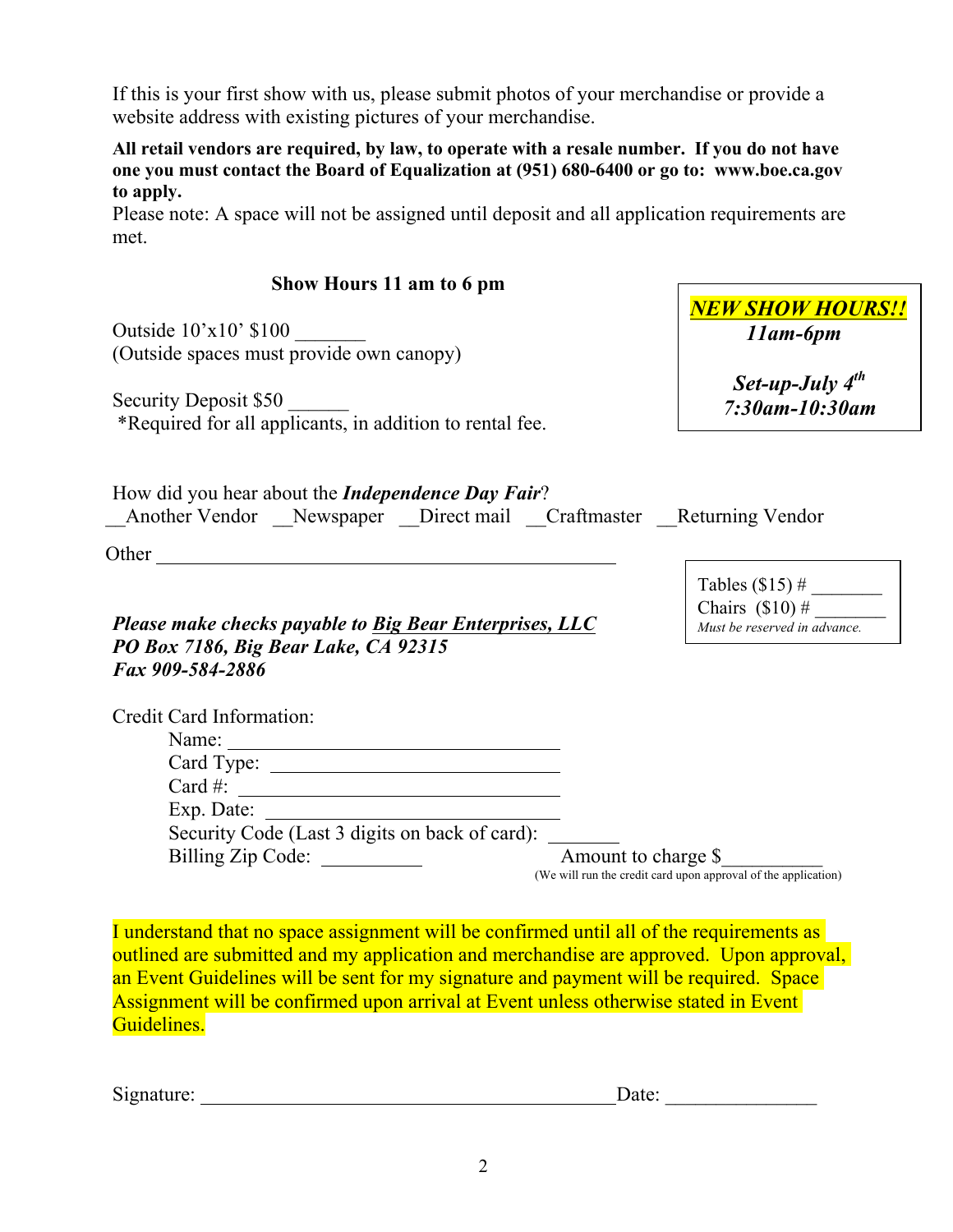If this is your first show with us, please submit photos of your merchandise or provide a website address with existing pictures of your merchandise.

**All retail vendors are required, by law, to operate with a resale number. If you do not have one you must contact the Board of Equalization at (951) 680-6400 or go to: www.boe.ca.gov to apply.**

Please note: A space will not be assigned until deposit and all application requirements are met.

**Show Hours 11 am to 6 pm**

***NEW SHOW HOURS!!***
***11am-6pm***

***Set-up-July 4th***
***7:30am-10:30am***

Outside 10’x10’ $100 _______
(Outside spaces must provide own canopy)

Security Deposit $50 ______
*Required for all applicants, in addition to rental fee.

How did you hear about the ***Independence Day Fair***?
__Another Vendor __Newspaper __Direct mail __Craftmaster __Returning Vendor

Other ______________________________________________

Tables ($15) # _______
Chairs ($10) # _______
*Must be reserved in advance.*

***Please make checks payable to Big Bear Enterprises, LLC***
***PO Box 7186, Big Bear Lake, CA 92315***
***Fax 909-584-2886***

Credit Card Information:
Name: ________________________________
Card Type: ____________________________
Card #: ______________________________
Exp. Date: ____________________________
Security Code (Last 3 digits on back of card): _______
Billing Zip Code: __________ Amount to charge $__________
(We will run the credit card upon approval of the application)

I understand that no space assignment will be confirmed until all of the requirements as outlined are submitted and my application and merchandise are approved. Upon approval, an Event Guidelines will be sent for my signature and payment will be required. Space Assignment will be confirmed upon arrival at Event unless otherwise stated in Event Guidelines.

Signature: ________________________________________ Date: _______________